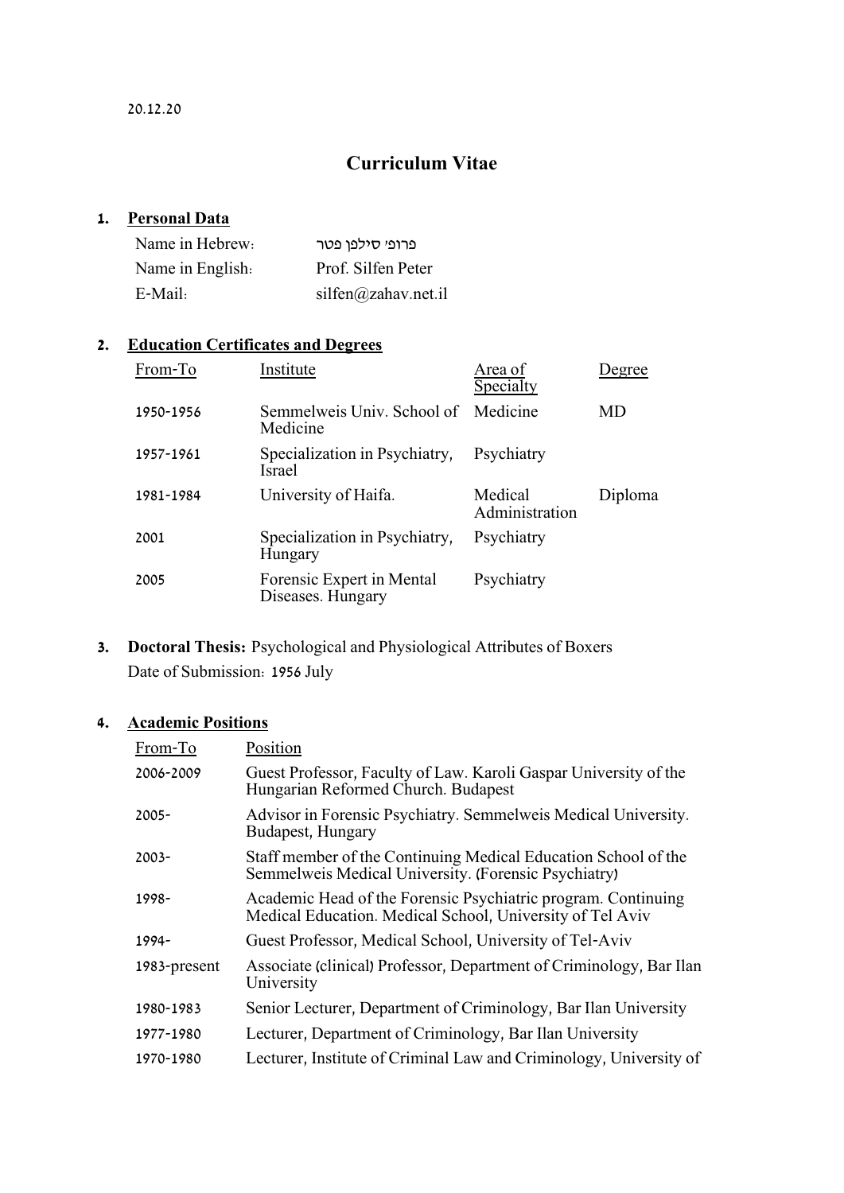20.12.20

# Curriculum Vitae

## 1. Personal Data

| | |
|---|---|
| Name in Hebrew: | פרופ' סילפן פטר |
| Name in English: | Prof. Silfen Peter |
| E-Mail: | silfen@zahav.net.il |

## 2. Education Certificates and Degrees

| From-To | Institute | Area of Specialty | Degree |
|---|---|---|---|
| 1950-1956 | Semmelweis Univ. School of Medicine | Medicine | MD |
| 1957-1961 | Specialization in Psychiatry, Israel | Psychiatry | |
| 1981-1984 | University of Haifa. | Medical Administration | Diploma |
| 2001 | Specialization in Psychiatry, Hungary | Psychiatry | |
| 2005 | Forensic Expert in Mental Diseases. Hungary | Psychiatry | |

## 3. Doctoral Thesis: Psychological and Physiological Attributes of Boxers

Date of Submission: 1956 July

## 4. Academic Positions

| From-To | Position |
|---|---|
| 2006-2009 | Guest Professor, Faculty of Law. Karoli Gaspar University of the Hungarian Reformed Church. Budapest |
| 2005- | Advisor in Forensic Psychiatry. Semmelweis Medical University. Budapest, Hungary |
| 2003- | Staff member of the Continuing Medical Education School of the Semmelweis Medical University. (Forensic Psychiatry) |
| 1998- | Academic Head of the Forensic Psychiatric program. Continuing Medical Education. Medical School, University of Tel Aviv |
| 1994- | Guest Professor, Medical School, University of Tel-Aviv |
| 1983-present | Associate (clinical) Professor, Department of Criminology, Bar Ilan University |
| 1980-1983 | Senior Lecturer, Department of Criminology, Bar Ilan University |
| 1977-1980 | Lecturer, Department of Criminology, Bar Ilan University |
| 1970-1980 | Lecturer, Institute of Criminal Law and Criminology, University of |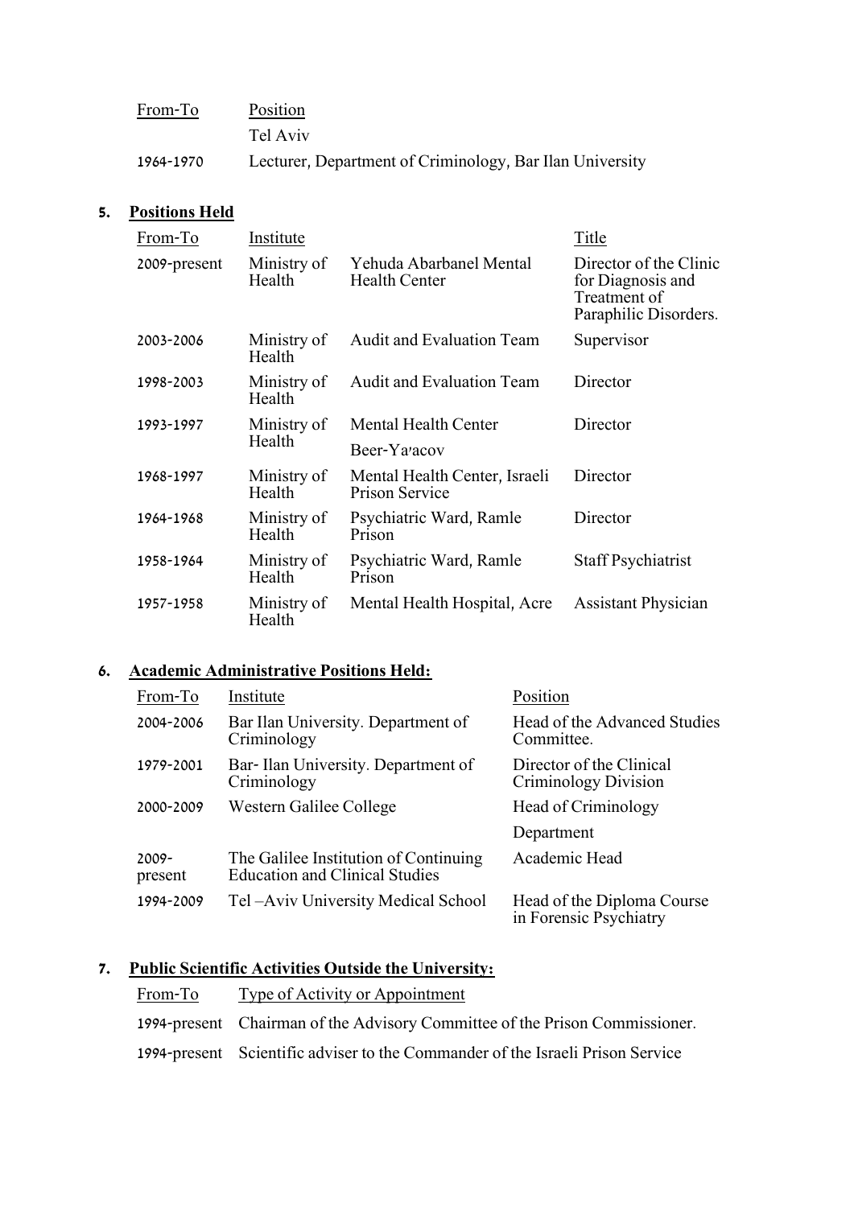| From-To | Position |
|---|---|
| | Tel Aviv |
| 1964-1970 | Lecturer, Department of Criminology, Bar Ilan University |

## 5. Positions Held

| From-To | Institute | | Title |
|---|---|---|---|
| 2009-present | Ministry of Health | Yehuda Abarbanel Mental Health Center | Director of the Clinic for Diagnosis and Treatment of Paraphilic Disorders. |
| 2003-2006 | Ministry of Health | Audit and Evaluation Team | Supervisor |
| 1998-2003 | Ministry of Health | Audit and Evaluation Team | Director |
| 1993-1997 | Ministry of Health | Mental Health Center Beer-Ya'acov | Director |
| 1968-1997 | Ministry of Health | Mental Health Center, Israeli Prison Service | Director |
| 1964-1968 | Ministry of Health | Psychiatric Ward, Ramle Prison | Director |
| 1958-1964 | Ministry of Health | Psychiatric Ward, Ramle Prison | Staff Psychiatrist |
| 1957-1958 | Ministry of Health | Mental Health Hospital, Acre | Assistant Physician |

## 6. Academic Administrative Positions Held:

| From-To | Institute | Position |
|---|---|---|
| 2004-2006 | Bar Ilan University. Department of Criminology | Head of the Advanced Studies Committee. |
| 1979-2001 | Bar- Ilan University. Department of Criminology | Director of the Clinical Criminology Division |
| 2000-2009 | Western Galilee College | Head of Criminology Department |
| 2009-present | The Galilee Institution of Continuing Education and Clinical Studies | Academic Head |
| 1994-2009 | Tel –Aviv University Medical School | Head of the Diploma Course in Forensic Psychiatry |

## 7. Public Scientific Activities Outside the University:

| From-To | Type of Activity or Appointment |
|---|---|
| 1994-present | Chairman of the Advisory Committee of the Prison Commissioner. |
| 1994-present | Scientific adviser to the Commander of the Israeli Prison Service |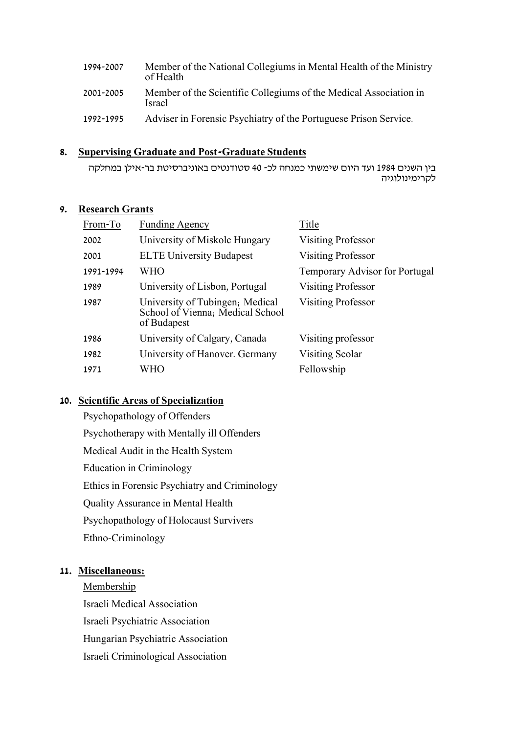| | |
|---|---|
| 1994-2007 | Member of the National Collegiums in Mental Health of the Ministry of Health |
| 2001-2005 | Member of the Scientific Collegiums of the Medical Association in Israel |
| 1992-1995 | Adviser in Forensic Psychiatry of the Portuguese Prison Service. |

## 8. Supervising Graduate and Post-Graduate Students

בין השנים 1984 ועד היום שימשתי כמנחה לכ- 40 סטודנטים באוניברסיטת בר-אילן במחלקה לקרימינולוגיה

## 9. Research Grants

| From-To | Funding Agency | Title |
|---|---|---|
| 2002 | University of Miskolc Hungary | Visiting Professor |
| 2001 | ELTE University Budapest | Visiting Professor |
| 1991-1994 | WHO | Temporary Advisor for Portugal |
| 1989 | University of Lisbon, Portugal | Visiting Professor |
| 1987 | University of Tubingen; Medical School of Vienna; Medical School of Budapest | Visiting Professor |
| 1986 | University of Calgary, Canada | Visiting professor |
| 1982 | University of Hanover. Germany | Visiting Scolar |
| 1971 | WHO | Fellowship |

## 10. Scientific Areas of Specialization

Psychopathology of Offenders

Psychotherapy with Mentally ill Offenders

Medical Audit in the Health System

Education in Criminology

Ethics in Forensic Psychiatry and Criminology

Quality Assurance in Mental Health

Psychopathology of Holocaust Survivers

Ethno-Criminology

## 11. Miscellaneous:

Membership

Israeli Medical Association

Israeli Psychiatric Association

Hungarian Psychiatric Association

Israeli Criminological Association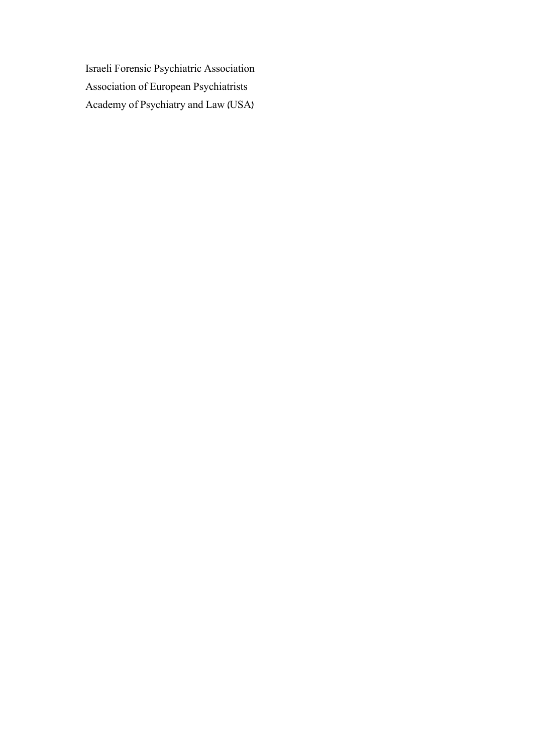Israeli Forensic Psychiatric Association

Association of European Psychiatrists

Academy of Psychiatry and Law (USA)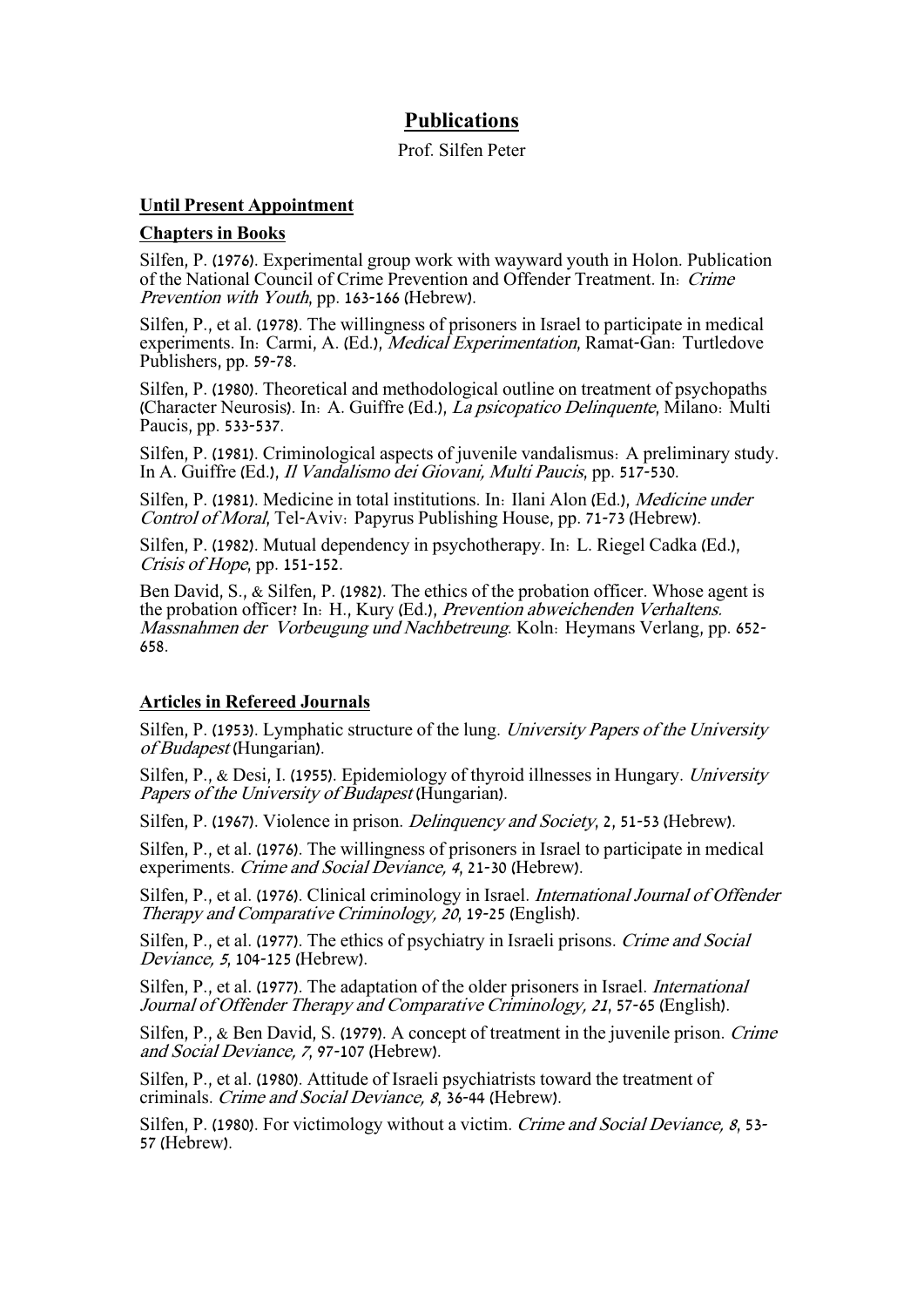# Publications

Prof. Silfen Peter

## Until Present Appointment

### Chapters in Books

Silfen, P. (1976). Experimental group work with wayward youth in Holon. Publication of the National Council of Crime Prevention and Offender Treatment. In: *Crime Prevention with Youth*, pp. 163-166 (Hebrew).

Silfen, P., et al. (1978). The willingness of prisoners in Israel to participate in medical experiments. In: Carmi, A. (Ed.), *Medical Experimentation*, Ramat-Gan: Turtledove Publishers, pp. 59-78.

Silfen, P. (1980). Theoretical and methodological outline on treatment of psychopaths (Character Neurosis). In: A. Guiffre (Ed.), *La psicopatico Delinquente*, Milano: Multi Paucis, pp. 533-537.

Silfen, P. (1981). Criminological aspects of juvenile vandalismus: A preliminary study. In A. Guiffre (Ed.), *Il Vandalismo dei Giovani, Multi Paucis*, pp. 517-530.

Silfen, P. (1981). Medicine in total institutions. In: Ilani Alon (Ed.), *Medicine under Control of Moral*, Tel-Aviv: Papyrus Publishing House, pp. 71-73 (Hebrew).

Silfen, P. (1982). Mutual dependency in psychotherapy. In: L. Riegel Cadka (Ed.), *Crisis of Hope*, pp. 151-152.

Ben David, S., & Silfen, P. (1982). The ethics of the probation officer. Whose agent is the probation officer? In: H., Kury (Ed.), *Prevention abweichenden Verhaltens. Massnahmen der Vorbeugung und Nachbetreung*. Koln: Heymans Verlang, pp. 652-658.

### Articles in Refereed Journals

Silfen, P. (1953). Lymphatic structure of the lung. *University Papers of the University of Budapest* (Hungarian).

Silfen, P., & Desi, I. (1955). Epidemiology of thyroid illnesses in Hungary. *University Papers of the University of Budapest* (Hungarian).

Silfen, P. (1967). Violence in prison. *Delinquency and Society*, 2, 51-53 (Hebrew).

Silfen, P., et al. (1976). The willingness of prisoners in Israel to participate in medical experiments. *Crime and Social Deviance, 4*, 21-30 (Hebrew).

Silfen, P., et al. (1976). Clinical criminology in Israel. *International Journal of Offender Therapy and Comparative Criminology, 20*, 19-25 (English).

Silfen, P., et al. (1977). The ethics of psychiatry in Israeli prisons. *Crime and Social Deviance, 5*, 104-125 (Hebrew).

Silfen, P., et al. (1977). The adaptation of the older prisoners in Israel. *International Journal of Offender Therapy and Comparative Criminology, 21*, 57-65 (English).

Silfen, P., & Ben David, S. (1979). A concept of treatment in the juvenile prison. *Crime and Social Deviance, 7*, 97-107 (Hebrew).

Silfen, P., et al. (1980). Attitude of Israeli psychiatrists toward the treatment of criminals. *Crime and Social Deviance, 8*, 36-44 (Hebrew).

Silfen, P. (1980). For victimology without a victim. *Crime and Social Deviance, 8*, 53-57 (Hebrew).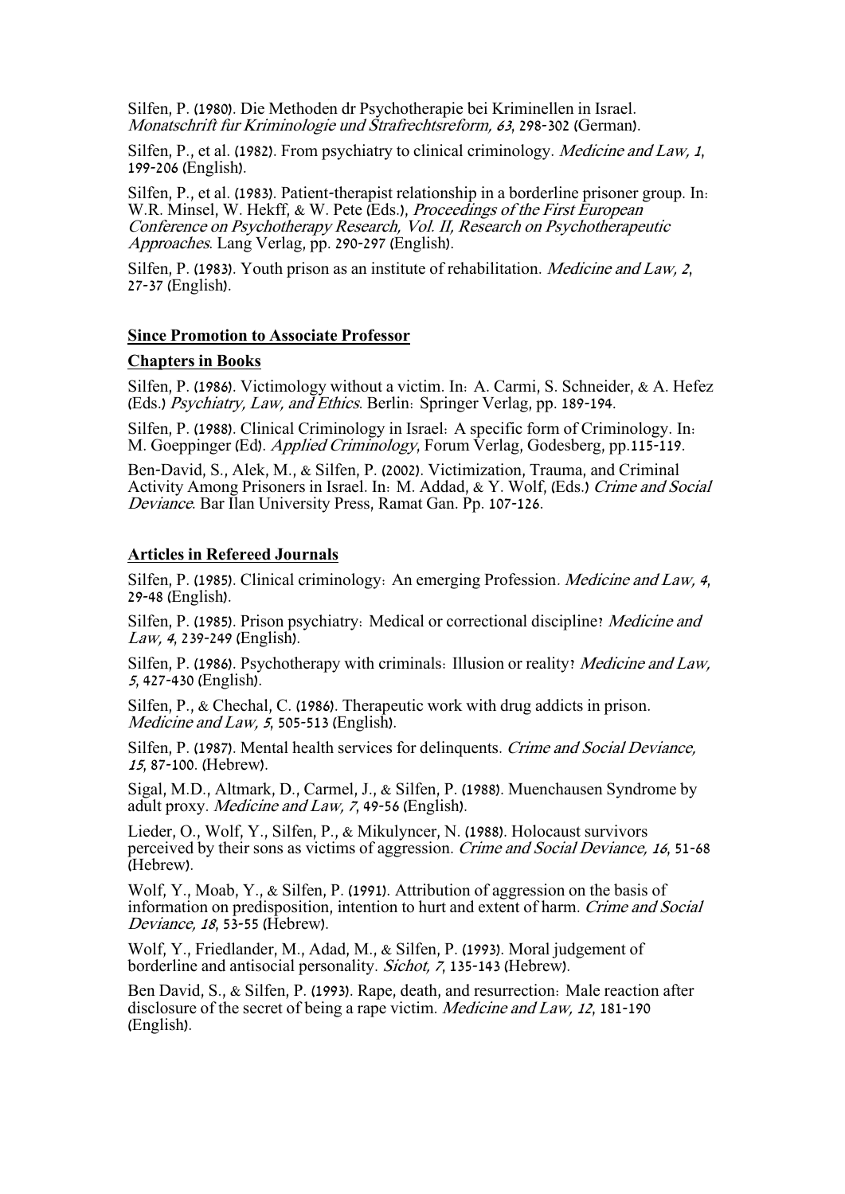Silfen, P. (1980). Die Methoden dr Psychotherapie bei Kriminellen in Israel. *Monatschrift fur Kriminologie und Strafrechtsreform, 63*, 298-302 (German).

Silfen, P., et al. (1982). From psychiatry to clinical criminology. *Medicine and Law, 1*, 199-206 (English).

Silfen, P., et al. (1983). Patient-therapist relationship in a borderline prisoner group. In: W.R. Minsel, W. Hekff, & W. Pete (Eds.), *Proceedings of the First European Conference on Psychotherapy Research, Vol. II, Research on Psychotherapeutic Approaches*. Lang Verlag, pp. 290-297 (English).

Silfen, P. (1983). Youth prison as an institute of rehabilitation. *Medicine and Law, 2*, 27-37 (English).

**Since Promotion to Associate Professor**

**Chapters in Books**

Silfen, P. (1986). Victimology without a victim. In: A. Carmi, S. Schneider, & A. Hefez (Eds.) *Psychiatry, Law, and Ethics*. Berlin: Springer Verlag, pp. 189-194.

Silfen, P. (1988). Clinical Criminology in Israel: A specific form of Criminology. In: M. Goeppinger (Ed). *Applied Criminology*, Forum Verlag, Godesberg, pp.115-119.

Ben-David, S., Alek, M., & Silfen, P. (2002). Victimization, Trauma, and Criminal Activity Among Prisoners in Israel. In: M. Addad, & Y. Wolf, (Eds.) *Crime and Social Deviance*. Bar Ilan University Press, Ramat Gan. Pp. 107-126.

**Articles in Refereed Journals**

Silfen, P. (1985). Clinical criminology: An emerging Profession. *Medicine and Law, 4*, 29-48 (English).

Silfen, P. (1985). Prison psychiatry: Medical or correctional discipline? *Medicine and Law, 4*, 239-249 (English).

Silfen, P. (1986). Psychotherapy with criminals: Illusion or reality? *Medicine and Law, 5*, 427-430 (English).

Silfen, P., & Chechal, C. (1986). Therapeutic work with drug addicts in prison. *Medicine and Law, 5*, 505-513 (English).

Silfen, P. (1987). Mental health services for delinquents. *Crime and Social Deviance, 15*, 87-100. (Hebrew).

Sigal, M.D., Altmark, D., Carmel, J., & Silfen, P. (1988). Muenchausen Syndrome by adult proxy. *Medicine and Law, 7*, 49-56 (English).

Lieder, O., Wolf, Y., Silfen, P., & Mikulyncer, N. (1988). Holocaust survivors perceived by their sons as victims of aggression. *Crime and Social Deviance, 16*, 51-68 (Hebrew).

Wolf, Y., Moab, Y., & Silfen, P. (1991). Attribution of aggression on the basis of information on predisposition, intention to hurt and extent of harm. *Crime and Social Deviance, 18*, 53-55 (Hebrew).

Wolf, Y., Friedlander, M., Adad, M., & Silfen, P. (1993). Moral judgement of borderline and antisocial personality. *Sichot, 7*, 135-143 (Hebrew).

Ben David, S., & Silfen, P. (1993). Rape, death, and resurrection: Male reaction after disclosure of the secret of being a rape victim. *Medicine and Law, 12*, 181-190 (English).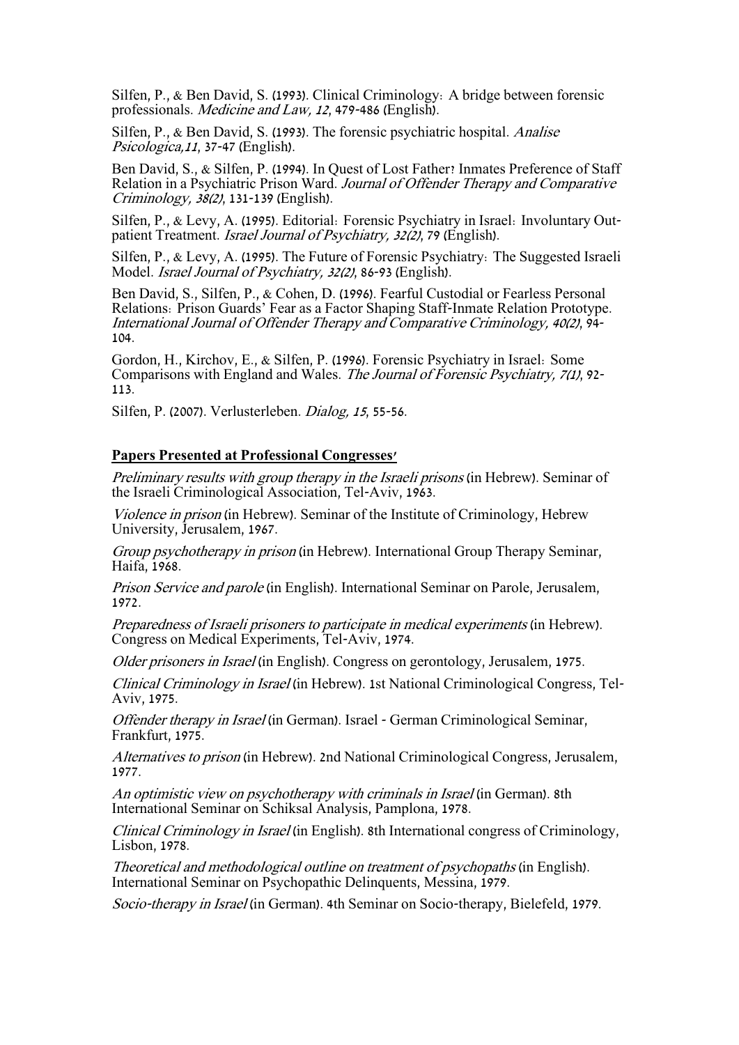Silfen, P., & Ben David, S. (1993). Clinical Criminology: A bridge between forensic professionals. *Medicine and Law, 12*, 479-486 (English).

Silfen, P., & Ben David, S. (1993). The forensic psychiatric hospital. *Analise Psicologica,11*, 37-47 (English).

Ben David, S., & Silfen, P. (1994). In Quest of Lost Father? Inmates Preference of Staff Relation in a Psychiatric Prison Ward. *Journal of Offender Therapy and Comparative Criminology, 38(2)*, 131-139 (English).

Silfen, P., & Levy, A. (1995). Editorial: Forensic Psychiatry in Israel: Involuntary Out-patient Treatment. *Israel Journal of Psychiatry, 32(2)*, 79 (English).

Silfen, P., & Levy, A. (1995). The Future of Forensic Psychiatry: The Suggested Israeli Model. *Israel Journal of Psychiatry, 32(2)*, 86-93 (English).

Ben David, S., Silfen, P., & Cohen, D. (1996). Fearful Custodial or Fearless Personal Relations: Prison Guards' Fear as a Factor Shaping Staff-Inmate Relation Prototype. *International Journal of Offender Therapy and Comparative Criminology, 40(2)*, 94-104.

Gordon, H., Kirchov, E., & Silfen, P. (1996). Forensic Psychiatry in Israel: Some Comparisons with England and Wales. *The Journal of Forensic Psychiatry, 7(1)*, 92-113.

Silfen, P. (2007). Verlusterleben. *Dialog, 15*, 55-56.

**Papers Presented at Professional Congresses'**

*Preliminary results with group therapy in the Israeli prisons* (in Hebrew). Seminar of the Israeli Criminological Association, Tel-Aviv, 1963.

*Violence in prison* (in Hebrew). Seminar of the Institute of Criminology, Hebrew University, Jerusalem, 1967.

*Group psychotherapy in prison* (in Hebrew). International Group Therapy Seminar, Haifa, 1968.

*Prison Service and parole* (in English). International Seminar on Parole, Jerusalem, 1972.

*Preparedness of Israeli prisoners to participate in medical experiments* (in Hebrew). Congress on Medical Experiments, Tel-Aviv, 1974.

*Older prisoners in Israel* (in English). Congress on gerontology, Jerusalem, 1975.

*Clinical Criminology in Israel* (in Hebrew). 1st National Criminological Congress, Tel-Aviv, 1975.

*Offender therapy in Israel* (in German). Israel - German Criminological Seminar, Frankfurt, 1975.

*Alternatives to prison* (in Hebrew). 2nd National Criminological Congress, Jerusalem, 1977.

*An optimistic view on psychotherapy with criminals in Israel* (in German). 8th International Seminar on Schiksal Analysis, Pamplona, 1978.

*Clinical Criminology in Israel* (in English). 8th International congress of Criminology, Lisbon, 1978.

*Theoretical and methodological outline on treatment of psychopaths* (in English). International Seminar on Psychopathic Delinquents, Messina, 1979.

*Socio-therapy in Israel* (in German). 4th Seminar on Socio-therapy, Bielefeld, 1979.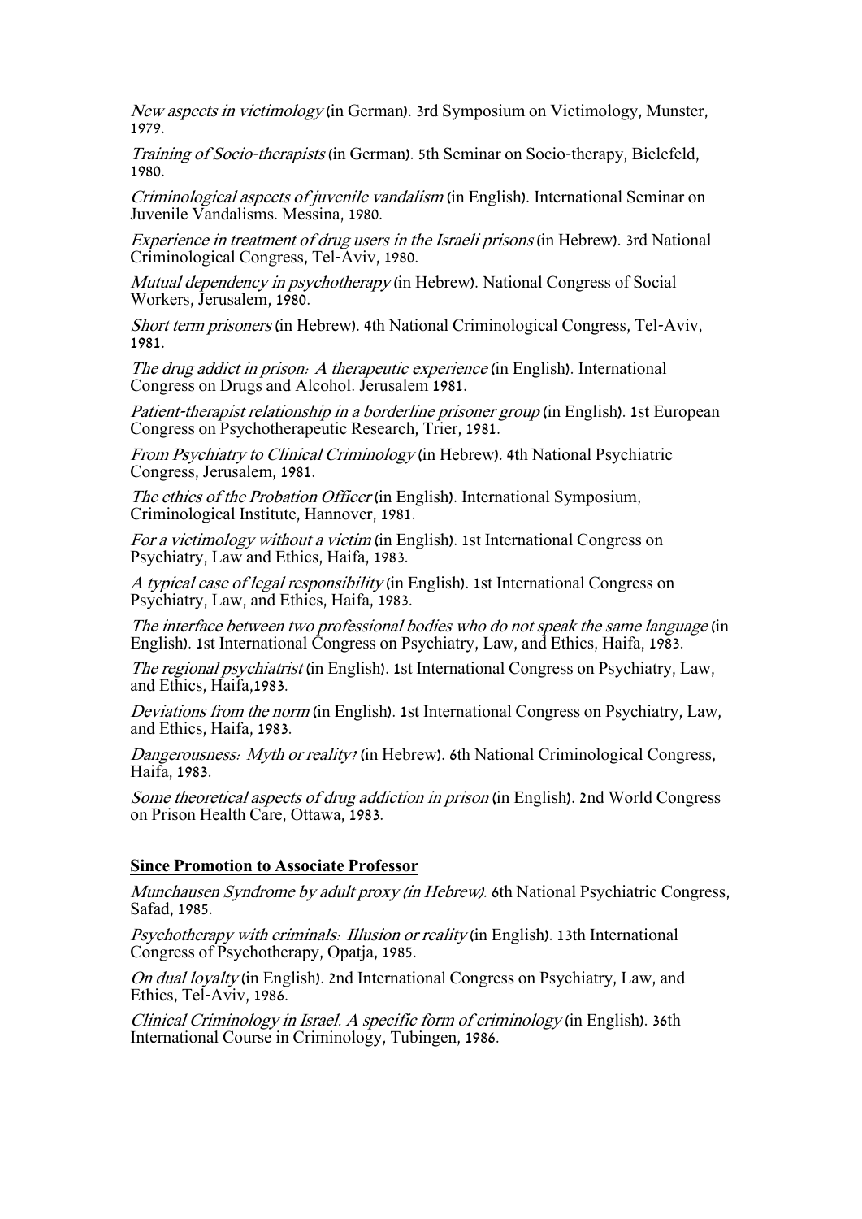*New aspects in victimology* (in German). 3rd Symposium on Victimology, Munster, 1979.

*Training of Socio-therapists* (in German). 5th Seminar on Socio-therapy, Bielefeld, 1980.

*Criminological aspects of juvenile vandalism* (in English). International Seminar on Juvenile Vandalisms. Messina, 1980.

*Experience in treatment of drug users in the Israeli prisons* (in Hebrew). 3rd National Criminological Congress, Tel-Aviv, 1980.

*Mutual dependency in psychotherapy* (in Hebrew). National Congress of Social Workers, Jerusalem, 1980.

*Short term prisoners* (in Hebrew). 4th National Criminological Congress, Tel-Aviv, 1981.

*The drug addict in prison: A therapeutic experience* (in English). International Congress on Drugs and Alcohol. Jerusalem 1981.

*Patient-therapist relationship in a borderline prisoner group* (in English). 1st European Congress on Psychotherapeutic Research, Trier, 1981.

*From Psychiatry to Clinical Criminology* (in Hebrew). 4th National Psychiatric Congress, Jerusalem, 1981.

*The ethics of the Probation Officer* (in English). International Symposium, Criminological Institute, Hannover, 1981.

*For a victimology without a victim* (in English). 1st International Congress on Psychiatry, Law and Ethics, Haifa, 1983.

*A typical case of legal responsibility* (in English). 1st International Congress on Psychiatry, Law, and Ethics, Haifa, 1983.

*The interface between two professional bodies who do not speak the same language* (in English). 1st International Congress on Psychiatry, Law, and Ethics, Haifa, 1983.

*The regional psychiatrist* (in English). 1st International Congress on Psychiatry, Law, and Ethics, Haifa,1983.

*Deviations from the norm* (in English). 1st International Congress on Psychiatry, Law, and Ethics, Haifa, 1983.

*Dangerousness: Myth or reality?* (in Hebrew). 6th National Criminological Congress, Haifa, 1983.

*Some theoretical aspects of drug addiction in prison* (in English). 2nd World Congress on Prison Health Care, Ottawa, 1983.

**Since Promotion to Associate Professor**

*Munchausen Syndrome by adult proxy (in Hebrew).* 6th National Psychiatric Congress, Safad, 1985.

*Psychotherapy with criminals: Illusion or reality* (in English). 13th International Congress of Psychotherapy, Opatja, 1985.

*On dual loyalty* (in English). 2nd International Congress on Psychiatry, Law, and Ethics, Tel-Aviv, 1986.

*Clinical Criminology in Israel. A specific form of criminology* (in English). 36th International Course in Criminology, Tubingen, 1986.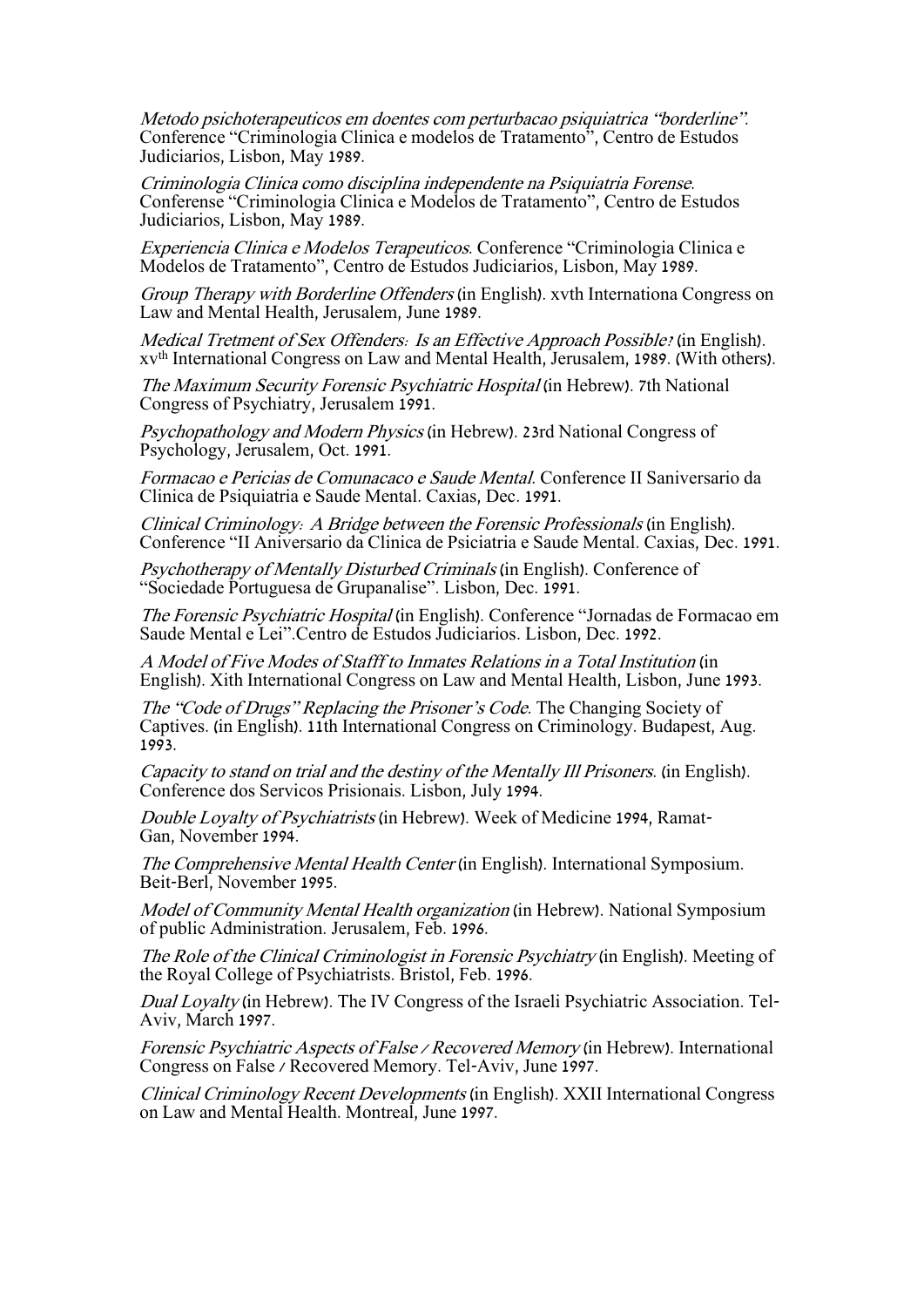*Metodo psichoterapeuticos em doentes com perturbacao psiquiatrica "borderline"*. Conference "Criminologia Clinica e modelos de Tratamento", Centro de Estudos Judiciarios, Lisbon, May 1989.

*Criminologia Clinica como disciplina independente na Psiquiatria Forense*. Conferense "Criminologia Clinica e Modelos de Tratamento", Centro de Estudos Judiciarios, Lisbon, May 1989.

*Experiencia Clinica e Modelos Terapeuticos*. Conference "Criminologia Clinica e Modelos de Tratamento", Centro de Estudos Judiciarios, Lisbon, May 1989.

*Group Therapy with Borderline Offenders* (in English). xvth Internationa Congress on Law and Mental Health, Jerusalem, June 1989.

*Medical Tretment of Sex Offenders: Is an Effective Approach Possible?* (in English). xv[th] International Congress on Law and Mental Health, Jerusalem, 1989. (With others).

*The Maximum Security Forensic Psychiatric Hospital* (in Hebrew). 7th National Congress of Psychiatry, Jerusalem 1991.

*Psychopathology and Modern Physics* (in Hebrew). 23rd National Congress of Psychology, Jerusalem, Oct. 1991.

*Formacao e Pericias de Comunacaco e Saude Mental*. Conference II Saniversario da Clinica de Psiquiatria e Saude Mental. Caxias, Dec. 1991.

*Clinical Criminology: A Bridge between the Forensic Professionals* (in English). Conference "II Aniversario da Clinica de Psiciatria e Saude Mental. Caxias, Dec. 1991.

*Psychotherapy of Mentally Disturbed Criminals* (in English). Conference of "Sociedade Portuguesa de Grupanalise". Lisbon, Dec. 1991.

*The Forensic Psychiatric Hospital* (in English). Conference "Jornadas de Formacao em Saude Mental e Lei".Centro de Estudos Judiciarios. Lisbon, Dec. 1992.

*A Model of Five Modes of Stafff to Inmates Relations in a Total Institution* (in English). Xith International Congress on Law and Mental Health, Lisbon, June 1993.

*The "Code of Drugs" Replacing the Prisoner's Code*. The Changing Society of Captives. (in English). 11th International Congress on Criminology. Budapest, Aug. 1993.

*Capacity to stand on trial and the destiny of the Mentally Ill Prisoners*. (in English). Conference dos Servicos Prisionais. Lisbon, July 1994.

*Double Loyalty of Psychiatrists* (in Hebrew). Week of Medicine 1994, Ramat-Gan, November 1994.

*The Comprehensive Mental Health Center* (in English). International Symposium. Beit-Berl, November 1995.

*Model of Community Mental Health organization* (in Hebrew). National Symposium of public Administration. Jerusalem, Feb. 1996.

*The Role of the Clinical Criminologist in Forensic Psychiatry* (in English). Meeting of the Royal College of Psychiatrists. Bristol, Feb. 1996.

*Dual Loyalty* (in Hebrew). The IV Congress of the Israeli Psychiatric Association. Tel-Aviv, March 1997.

*Forensic Psychiatric Aspects of False / Recovered Memory* (in Hebrew). International Congress on False / Recovered Memory. Tel-Aviv, June 1997.

*Clinical Criminology Recent Developments* (in English). XXII International Congress on Law and Mental Health. Montreal, June 1997.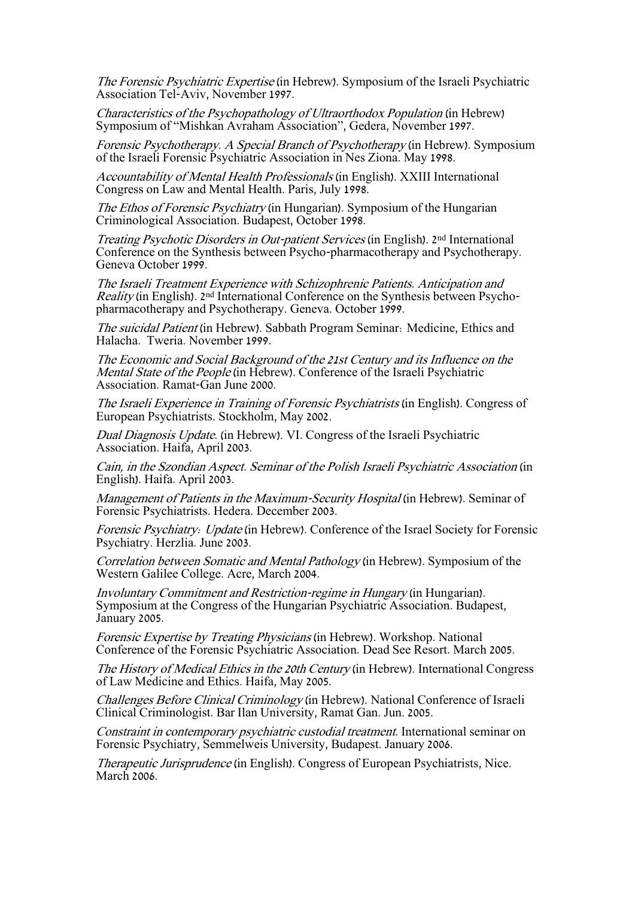*The Forensic Psychiatric Expertise* (in Hebrew). Symposium of the Israeli Psychiatric Association Tel-Aviv, November 1997.

*Characteristics of the Psychopathology of Ultraorthodox Population* (in Hebrew) Symposium of "Mishkan Avraham Association", Gedera, November 1997.

*Forensic Psychotherapy. A Special Branch of Psychotherapy* (in Hebrew). Symposium of the Israeli Forensic Psychiatric Association in Nes Ziona. May 1998.

*Accountability of Mental Health Professionals* (in English). XXIII International Congress on Law and Mental Health. Paris, July 1998.

*The Ethos of Forensic Psychiatry* (in Hungarian). Symposium of the Hungarian Criminological Association. Budapest, October 1998.

*Treating Psychotic Disorders in Out-patient Services* (in English). 2nd International Conference on the Synthesis between Psycho-pharmacotherapy and Psychotherapy. Geneva October 1999.

*The Israeli Treatment Experience with Schizophrenic Patients. Anticipation and Reality* (in English). 2nd International Conference on the Synthesis between Psycho-pharmacotherapy and Psychotherapy. Geneva. October 1999.

*The suicidal Patient* (in Hebrew). Sabbath Program Seminar: Medicine, Ethics and Halacha. Tweria. November 1999.

*The Economic and Social Background of the 21st Century and its Influence on the Mental State of the People* (in Hebrew). Conference of the Israeli Psychiatric Association. Ramat-Gan June 2000.

*The Israeli Experience in Training of Forensic Psychiatrists* (in English). Congress of European Psychiatrists. Stockholm, May 2002.

*Dual Diagnosis Update*. (in Hebrew). VI. Congress of the Israeli Psychiatric Association. Haifa, April 2003.

*Cain, in the Szondian Aspect. Seminar of the Polish Israeli Psychiatric Association* (in English). Haifa. April 2003.

*Management of Patients in the Maximum-Security Hospital* (in Hebrew). Seminar of Forensic Psychiatrists. Hedera. December 2003.

*Forensic Psychiatry: Update* (in Hebrew). Conference of the Israel Society for Forensic Psychiatry. Herzlia. June 2003.

*Correlation between Somatic and Mental Pathology* (in Hebrew). Symposium of the Western Galilee College. Acre, March 2004.

*Involuntary Commitment and Restriction-regime in Hungary* (in Hungarian). Symposium at the Congress of the Hungarian Psychiatric Association. Budapest, January 2005.

*Forensic Expertise by Treating Physicians* (in Hebrew). Workshop. National Conference of the Forensic Psychiatric Association. Dead See Resort. March 2005.

*The History of Medical Ethics in the 20th Century* (in Hebrew). International Congress of Law Medicine and Ethics. Haifa, May 2005.

*Challenges Before Clinical Criminology* (in Hebrew). National Conference of Israeli Clinical Criminologist. Bar Ilan University, Ramat Gan. Jun. 2005.

*Constraint in contemporary psychiatric custodial treatment*. International seminar on Forensic Psychiatry, Semmelweis University, Budapest. January 2006.

*Therapeutic Jurisprudence* (in English). Congress of European Psychiatrists, Nice. March 2006.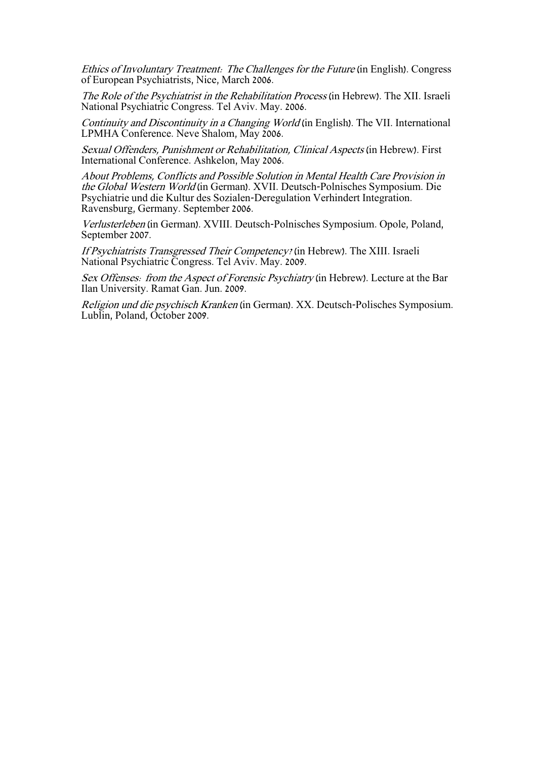*Ethics of Involuntary Treatment: The Challenges for the Future* (in English). Congress of European Psychiatrists, Nice, March 2006.

*The Role of the Psychiatrist in the Rehabilitation Process* (in Hebrew). The XII. Israeli National Psychiatric Congress. Tel Aviv. May. 2006.

*Continuity and Discontinuity in a Changing World* (in English). The VII. International LPMHA Conference. Neve Shalom, May 2006.

*Sexual Offenders, Punishment or Rehabilitation, Clinical Aspects* (in Hebrew). First International Conference. Ashkelon, May 2006.

*About Problems, Conflicts and Possible Solution in Mental Health Care Provision in the Global Western World* (in German). XVII. Deutsch-Polnisches Symposium. Die Psychiatrie und die Kultur des Sozialen-Deregulation Verhindert Integration. Ravensburg, Germany. September 2006.

*Verlusterleben* (in German). XVIII. Deutsch-Polnisches Symposium. Opole, Poland, September 2007.

*If Psychiatrists Transgressed Their Competency?* (in Hebrew). The XIII. Israeli National Psychiatric Congress. Tel Aviv. May. 2009.

*Sex Offenses: from the Aspect of Forensic Psychiatry* (in Hebrew). Lecture at the Bar Ilan University. Ramat Gan. Jun. 2009.

*Religion und die psychisch Kranken* (in German). XX. Deutsch-Polisches Symposium. Lublin, Poland, October 2009.